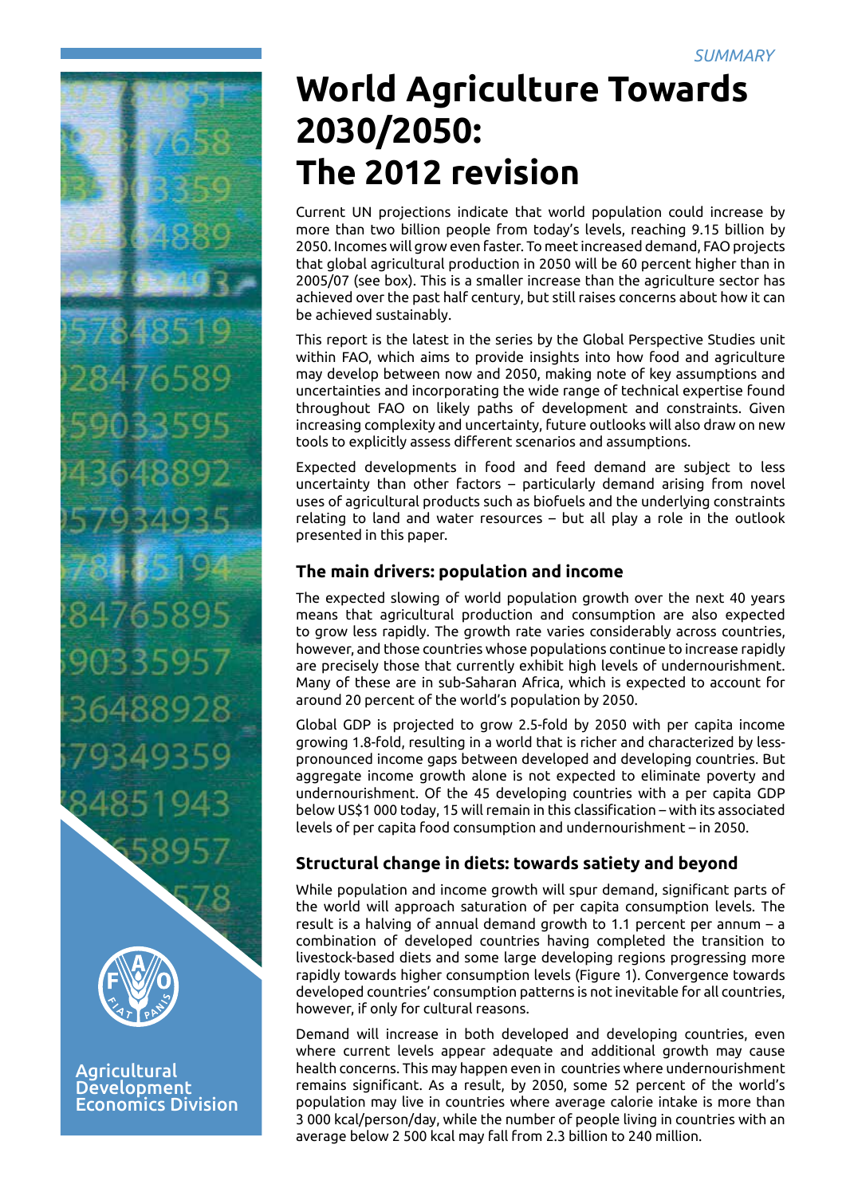*SUMMARY*

# World Agriculture Towards 2030/2050: The 2012 revision

Current UN projections indicate that world population could increase by more than two billion people from today's levels, reaching 9.15 billion by 2050. Incomes will grow even faster. To meet increased demand, FAO projects that global agricultural production in 2050 will be 60 percent higher than in 2005/07 (see box). This is a smaller increase than the agriculture sector has achieved over the past half century, but still raises concerns about how it can be achieved sustainably.

This report is the latest in the series by the Global Perspective Studies unit within FAO, which aims to provide insights into how food and agriculture may develop between now and 2050, making note of key assumptions and uncertainties and incorporating the wide range of technical expertise found throughout FAO on likely paths of development and constraints. Given increasing complexity and uncertainty, future outlooks will also draw on new tools to explicitly assess different scenarios and assumptions.

Expected developments in food and feed demand are subject to less uncertainty than other factors – particularly demand arising from novel uses of agricultural products such as biofuels and the underlying constraints relating to land and water resources – but all play a role in the outlook presented in this paper.

## The main drivers: population and income

The expected slowing of world population growth over the next 40 years means that agricultural production and consumption are also expected to grow less rapidly. The growth rate varies considerably across countries, however, and those countries whose populations continue to increase rapidly are precisely those that currently exhibit high levels of undernourishment. Many of these are in sub-Saharan Africa, which is expected to account for around 20 percent of the world's population by 2050.

Global GDP is projected to grow 2.5-fold by 2050 with per capita income growing 1.8-fold, resulting in a world that is richer and characterized by less-pronounced income gaps between developed and developing countries. But aggregate income growth alone is not expected to eliminate poverty and undernourishment. Of the 45 developing countries with a per capita GDP below US$1 000 today, 15 will remain in this classification – with its associated levels of per capita food consumption and undernourishment – in 2050.

## Structural change in diets: towards satiety and beyond

While population and income growth will spur demand, significant parts of the world will approach saturation of per capita consumption levels. The result is a halving of annual demand growth to 1.1 percent per annum – a combination of developed countries having completed the transition to livestock-based diets and some large developing regions progressing more rapidly towards higher consumption levels (Figure 1). Convergence towards developed countries' consumption patterns is not inevitable for all countries, however, if only for cultural reasons.

Demand will increase in both developed and developing countries, even where current levels appear adequate and additional growth may cause health concerns. This may happen even in countries where undernourishment remains significant. As a result, by 2050, some 52 percent of the world's population may live in countries where average calorie intake is more than 3 000 kcal/person/day, while the number of people living in countries with an average below 2 500 kcal may fall from 2.3 billion to 240 million.

Agricultural Development Economics Division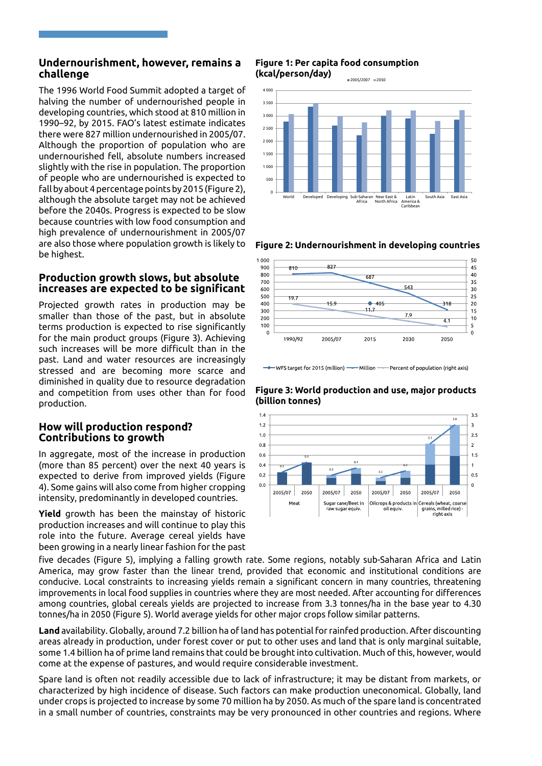## Undernourishment, however, remains a challenge

The 1996 World Food Summit adopted a target of halving the number of undernourished people in developing countries, which stood at 810 million in 1990–92, by 2015. FAO's latest estimate indicates there were 827 million undernourished in 2005/07. Although the proportion of population who are undernourished fell, absolute numbers increased slightly with the rise in population. The proportion of people who are undernourished is expected to fall by about 4 percentage points by 2015 (Figure 2), although the absolute target may not be achieved before the 2040s. Progress is expected to be slow because countries with low food consumption and high prevalence of undernourishment in 2005/07 are also those where population growth is likely to be highest.

## Production growth slows, but absolute increases are expected to be significant

Projected growth rates in production may be smaller than those of the past, but in absolute terms production is expected to rise significantly for the main product groups (Figure 3). Achieving such increases will be more difficult than in the past. Land and water resources are increasingly stressed and are becoming more scarce and diminished in quality due to resource degradation and competition from uses other than for food production.

## How will production respond? Contributions to growth

In aggregate, most of the increase in production (more than 85 percent) over the next 40 years is expected to derive from improved yields (Figure 4). Some gains will also come from higher cropping intensity, predominantly in developed countries.

**Yield** growth has been the mainstay of historic production increases and will continue to play this role into the future. Average cereal yields have been growing in a nearly linear fashion for the past five decades (Figure 5), implying a falling growth rate. Some regions, notably sub-Saharan Africa and Latin America, may grow faster than the linear trend, provided that economic and institutional conditions are conducive. Local constraints to increasing yields remain a significant concern in many countries, threatening improvements in local food supplies in countries where they are most needed. After accounting for differences among countries, global cereals yields are projected to increase from 3.3 tonnes/ha in the base year to 4.30 tonnes/ha in 2050 (Figure 5). World average yields for other major crops follow similar patterns.

**Land** availability. Globally, around 7.2 billion ha of land has potential for rainfed production. After discounting areas already in production, under forest cover or put to other uses and land that is only marginal suitable, some 1.4 billion ha of prime land remains that could be brought into cultivation. Much of this, however, would come at the expense of pastures, and would require considerable investment.

Spare land is often not readily accessible due to lack of infrastructure; it may be distant from markets, or characterized by high incidence of disease. Such factors can make production uneconomical. Globally, land under crops is projected to increase by some 70 million ha by 2050. As much of the spare land is concentrated in a small number of countries, constraints may be very pronounced in other countries and regions. Where

**Figure 1: Per capita food consumption (kcal/person/day)**

**Figure 2: Undernourishment in developing countries**

**Figure 3: World production and use, major products (billion tonnes)**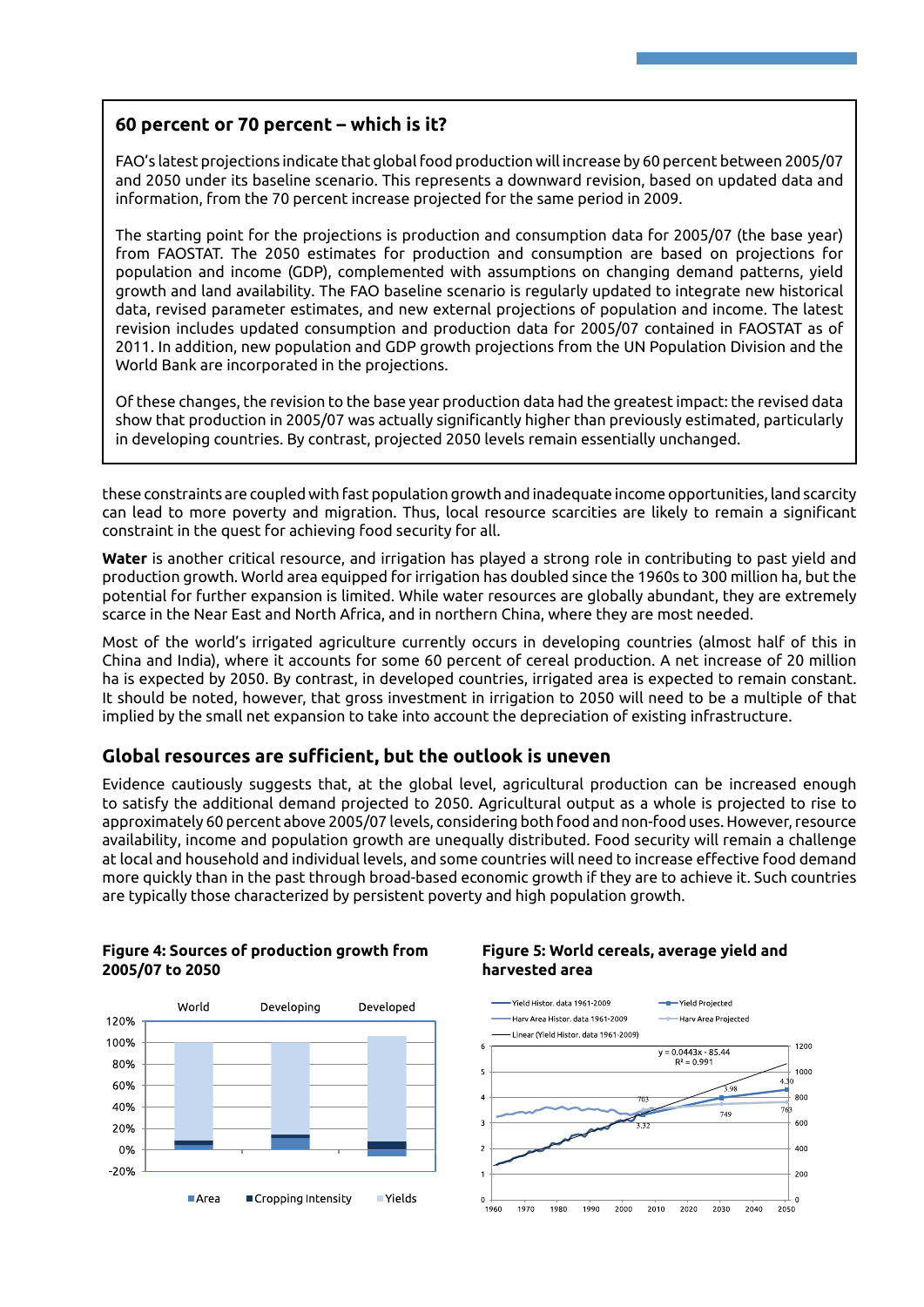### 60 percent or 70 percent – which is it?

FAO's latest projections indicate that global food production will increase by 60 percent between 2005/07 and 2050 under its baseline scenario. This represents a downward revision, based on updated data and information, from the 70 percent increase projected for the same period in 2009.

The starting point for the projections is production and consumption data for 2005/07 (the base year) from FAOSTAT. The 2050 estimates for production and consumption are based on projections for population and income (GDP), complemented with assumptions on changing demand patterns, yield growth and land availability. The FAO baseline scenario is regularly updated to integrate new historical data, revised parameter estimates, and new external projections of population and income. The latest revision includes updated consumption and production data for 2005/07 contained in FAOSTAT as of 2011. In addition, new population and GDP growth projections from the UN Population Division and the World Bank are incorporated in the projections.

Of these changes, the revision to the base year production data had the greatest impact: the revised data show that production in 2005/07 was actually significantly higher than previously estimated, particularly in developing countries. By contrast, projected 2050 levels remain essentially unchanged.

these constraints are coupled with fast population growth and inadequate income opportunities, land scarcity can lead to more poverty and migration. Thus, local resource scarcities are likely to remain a significant constraint in the quest for achieving food security for all.

**Water** is another critical resource, and irrigation has played a strong role in contributing to past yield and production growth. World area equipped for irrigation has doubled since the 1960s to 300 million ha, but the potential for further expansion is limited. While water resources are globally abundant, they are extremely scarce in the Near East and North Africa, and in northern China, where they are most needed.

Most of the world's irrigated agriculture currently occurs in developing countries (almost half of this in China and India), where it accounts for some 60 percent of cereal production. A net increase of 20 million ha is expected by 2050. By contrast, in developed countries, irrigated area is expected to remain constant. It should be noted, however, that gross investment in irrigation to 2050 will need to be a multiple of that implied by the small net expansion to take into account the depreciation of existing infrastructure.

## Global resources are sufficient, but the outlook is uneven

Evidence cautiously suggests that, at the global level, agricultural production can be increased enough to satisfy the additional demand projected to 2050. Agricultural output as a whole is projected to rise to approximately 60 percent above 2005/07 levels, considering both food and non-food uses. However, resource availability, income and population growth are unequally distributed. Food security will remain a challenge at local and household and individual levels, and some countries will need to increase effective food demand more quickly than in the past through broad-based economic growth if they are to achieve it. Such countries are typically those characterized by persistent poverty and high population growth.

**Figure 4: Sources of production growth from 2005/07 to 2050**

**Figure 5: World cereals, average yield and harvested area**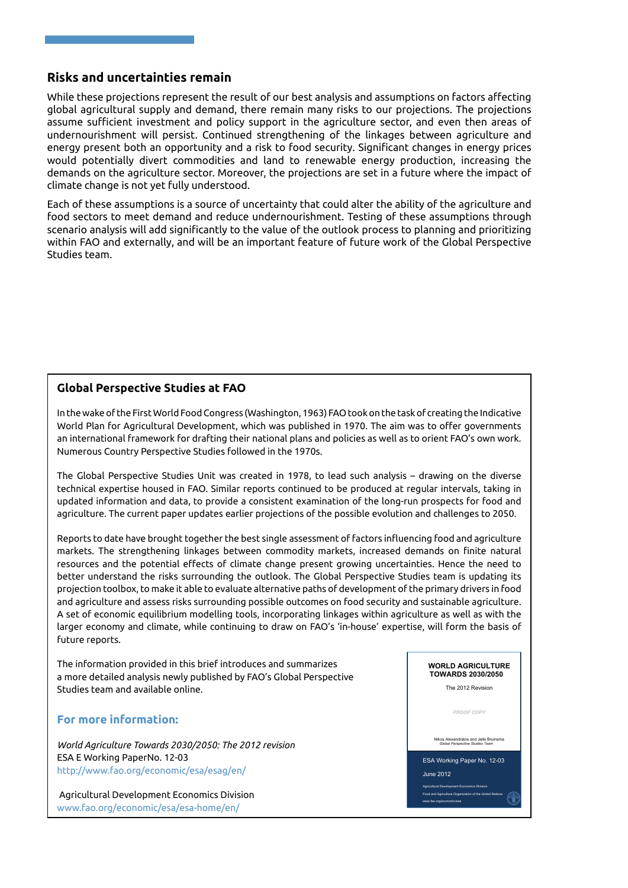## Risks and uncertainties remain

While these projections represent the result of our best analysis and assumptions on factors affecting global agricultural supply and demand, there remain many risks to our projections. The projections assume sufficient investment and policy support in the agriculture sector, and even then areas of undernourishment will persist. Continued strengthening of the linkages between agriculture and energy present both an opportunity and a risk to food security. Significant changes in energy prices would potentially divert commodities and land to renewable energy production, increasing the demands on the agriculture sector. Moreover, the projections are set in a future where the impact of climate change is not yet fully understood.

Each of these assumptions is a source of uncertainty that could alter the ability of the agriculture and food sectors to meet demand and reduce undernourishment. Testing of these assumptions through scenario analysis will add significantly to the value of the outlook process to planning and prioritizing within FAO and externally, and will be an important feature of future work of the Global Perspective Studies team.

### Global Perspective Studies at FAO

In the wake of the First World Food Congress (Washington, 1963) FAO took on the task of creating the Indicative World Plan for Agricultural Development, which was published in 1970. The aim was to offer governments an international framework for drafting their national plans and policies as well as to orient FAO's own work. Numerous Country Perspective Studies followed in the 1970s.

The Global Perspective Studies Unit was created in 1978, to lead such analysis – drawing on the diverse technical expertise housed in FAO. Similar reports continued to be produced at regular intervals, taking in updated information and data, to provide a consistent examination of the long-run prospects for food and agriculture. The current paper updates earlier projections of the possible evolution and challenges to 2050.

Reports to date have brought together the best single assessment of factors influencing food and agriculture markets. The strengthening linkages between commodity markets, increased demands on finite natural resources and the potential effects of climate change present growing uncertainties. Hence the need to better understand the risks surrounding the outlook. The Global Perspective Studies team is updating its projection toolbox, to make it able to evaluate alternative paths of development of the primary drivers in food and agriculture and assess risks surrounding possible outcomes on food security and sustainable agriculture. A set of economic equilibrium modelling tools, incorporating linkages within agriculture as well as with the larger economy and climate, while continuing to draw on FAO's 'in-house' expertise, will form the basis of future reports.

The information provided in this brief introduces and summarizes a more detailed analysis newly published by FAO's Global Perspective Studies team and available online.

WORLD AGRICULTURE TOWARDS 2030/2050

The 2012 Revision

PROOF COPY

Nikos Alexandratos and Jelle Bruinsma
*Global Perspective Studies Team*

ESA Working Paper No. 12-03

June 2012

Agricultural Development Economics Division
Food and Agriculture Organization of the United Nations
www.fao.org/economic/esa

#### For more information:

*World Agriculture Towards 2030/2050: The 2012 revision*
ESA E Working PaperNo. 12-03
http://www.fao.org/economic/esa/esag/en/

Agricultural Development Economics Division
www.fao.org/economic/esa/esa-home/en/